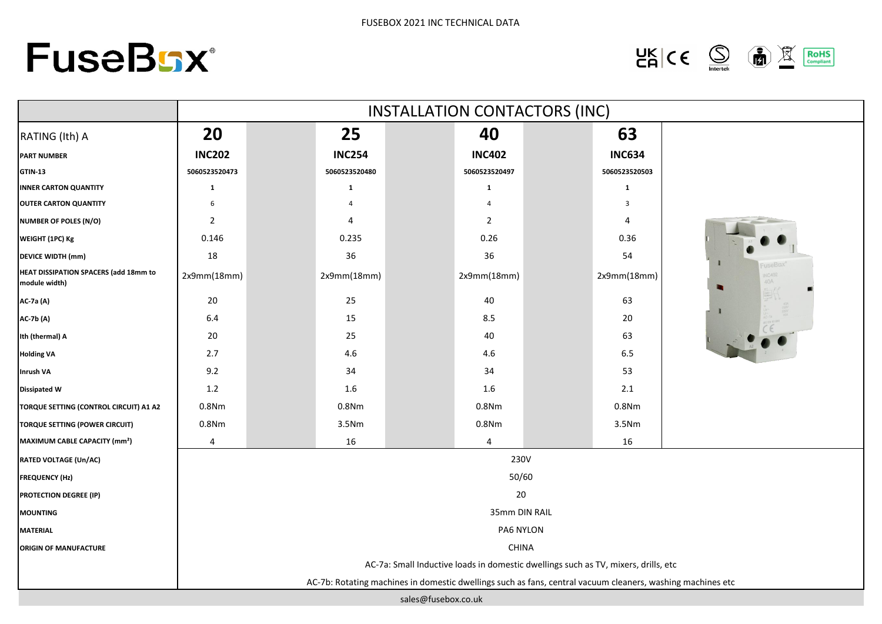# FuseBox

FUSEBOX 2021 INC TECHNICAL DATA

| | INSTALLATION CONTACTORS (INC) | | | |
|---|---|---|---|---|
| RATING (Ith) A | **20** | **25** | **40** | **63** |
| **PART NUMBER** | **INC202** | **INC254** | **INC402** | **INC634** |
| **GTIN-13** | **5060523520473** | **5060523520480** | **5060523520497** | **5060523520503** |
| **INNER CARTON QUANTITY** | **1** | **1** | **1** | **1** |
| **OUTER CARTON QUANTITY** | 6 | 4 | 4 | 3 |
| **NUMBER OF POLES (N/O)** | 2 | 4 | 2 | 4 |
| **WEIGHT (1PC) Kg** | 0.146 | 0.235 | 0.26 | 0.36 |
| **DEVICE WIDTH (mm)** | 18 | 36 | 36 | 54 |
| **HEAT DISSIPATION SPACERS (add 18mm to module width)** | 2x9mm(18mm) | 2x9mm(18mm) | 2x9mm(18mm) | 2x9mm(18mm) |
| **AC-7a (A)** | 20 | 25 | 40 | 63 |
| **AC-7b (A)** | 6.4 | 15 | 8.5 | 20 |
| **Ith (thermal) A** | 20 | 25 | 40 | 63 |
| **Holding VA** | 2.7 | 4.6 | 4.6 | 6.5 |
| **Inrush VA** | 9.2 | 34 | 34 | 53 |
| **Dissipated W** | 1.2 | 1.6 | 1.6 | 2.1 |
| **TORQUE SETTING (CONTROL CIRCUIT) A1 A2** | 0.8Nm | 0.8Nm | 0.8Nm | 0.8Nm |
| **TORQUE SETTING (POWER CIRCUIT)** | 0.8Nm | 3.5Nm | 0.8Nm | 3.5Nm |
| **MAXIMUM CABLE CAPACITY (mm²)** | 4 | 16 | 4 | 16 |
| **RATED VOLTAGE (Un/AC)** | 230V | | | |
| **FREQUENCY (Hz)** | 50/60 | | | |
| **PROTECTION DEGREE (IP)** | 20 | | | |
| **MOUNTING** | 35mm DIN RAIL | | | |
| **MATERIAL** | PA6 NYLON | | | |
| **ORIGIN OF MANUFACTURE** | CHINA | | | |

AC-7a: Small Inductive loads in domestic dwellings such as TV, mixers, drills, etc

AC-7b: Rotating machines in domestic dwellings such as fans, central vacuum cleaners, washing machines etc

sales@fusebox.co.uk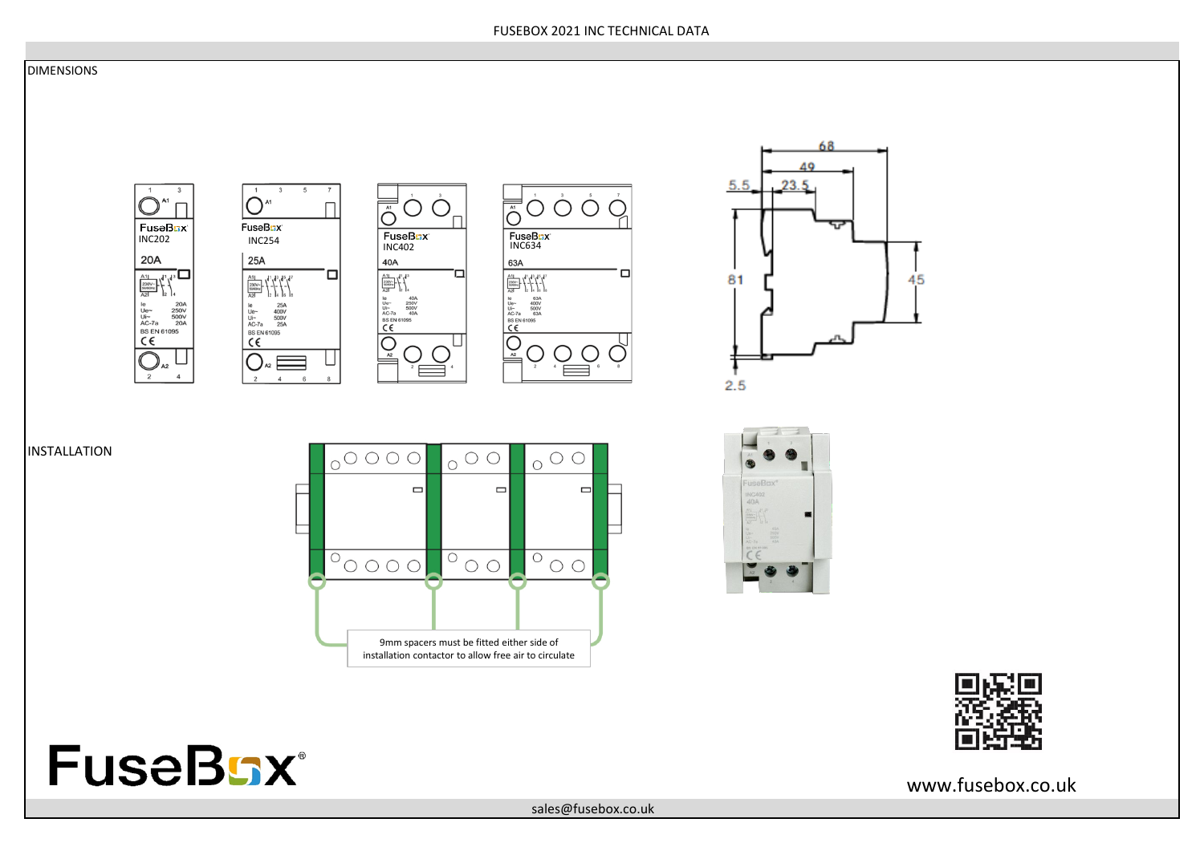# FUSEBOX 2021 INC TECHNICAL DATA

## DIMENSIONS

FuseBox INC202
20A
Ie 20A
Ue~ 250V
Ui~ 500V
AC-7a 20A
BS EN 61095

FuseBox INC254
25A
Ie 25A
Ue~ 400V
Ui~ 500V
AC-7a 25A
BS EN 61095

FuseBox INC402
40A
Ie 40A
Ue~ 250V
Ui~ 500V
AC-7a 40A
BS EN 61095

FuseBox INC634
63A
Ie 63A
Ue~ 400V
Ui~ 500V
AC-7a 63A
BS EN 61095

68
49
5.5
23.5
81
45
2.5

## INSTALLATION

9mm spacers must be fitted either side of installation contactor to allow free air to circulate

FuseBox

www.fusebox.co.uk

sales@fusebox.co.uk